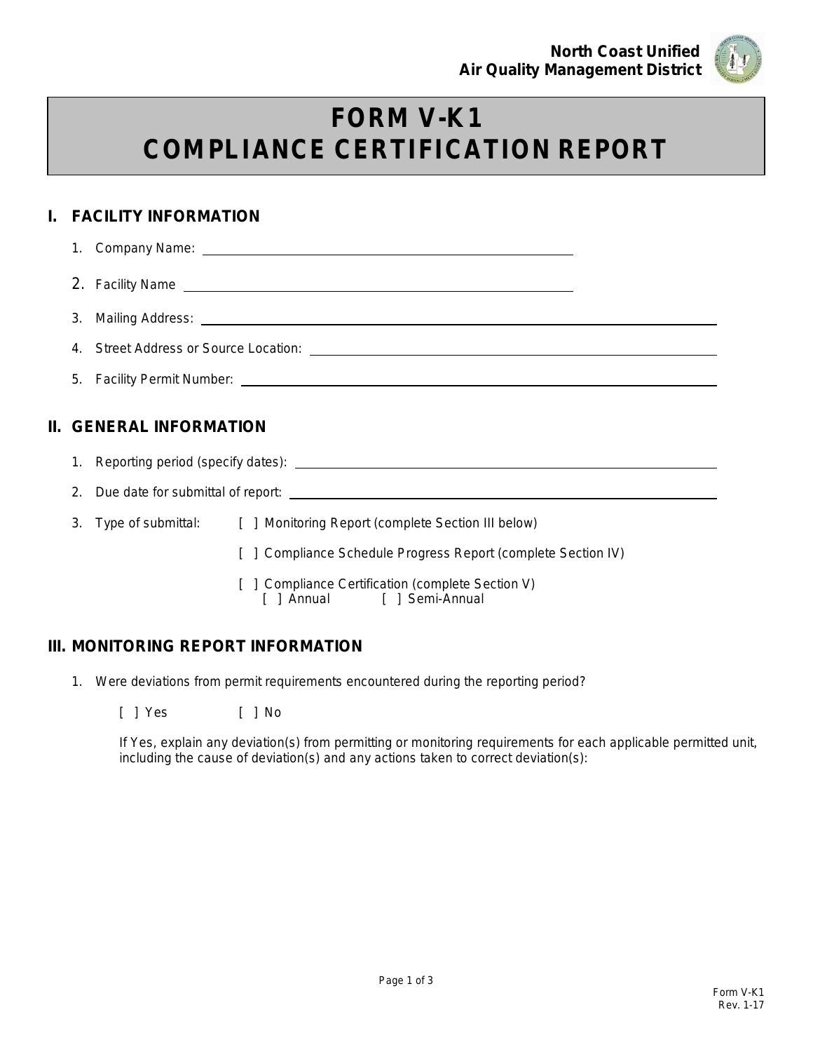North Coast Unified
Air Quality Management District

# FORM V-K1
# COMPLIANCE CERTIFICATION REPORT

## I. FACILITY INFORMATION

1. Company Name: ______________________________
2. Facility Name ______________________________
3. Mailing Address: ______________________________
4. Street Address or Source Location: ______________________________
5. Facility Permit Number: ______________________________

## II. GENERAL INFORMATION

1. Reporting period (specify dates): ______________________________
2. Due date for submittal of report: ______________________________
3. Type of submittal:
   [ ] Monitoring Report (complete Section III below)
   
   [ ] Compliance Schedule Progress Report (complete Section IV)
   
   [ ] Compliance Certification (complete Section V)
   [ ] Annual [ ] Semi-Annual

## III. MONITORING REPORT INFORMATION

1. Were deviations from permit requirements encountered during the reporting period?

   [ ] Yes [ ] No

   If Yes, explain any deviation(s) from permitting or monitoring requirements for each applicable permitted unit, including the cause of deviation(s) and any actions taken to correct deviation(s):

Form V-K1
Rev. 1-17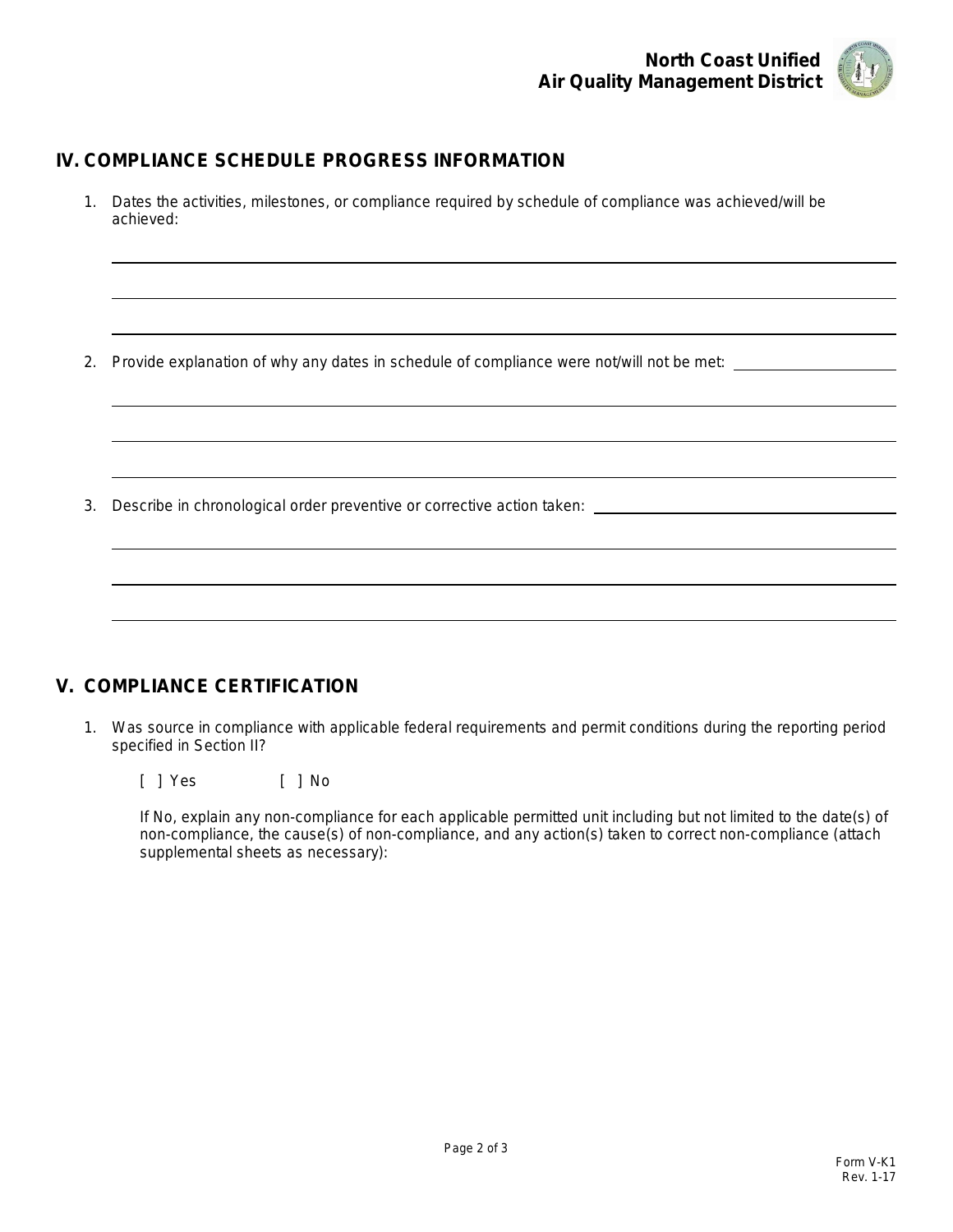## IV. COMPLIANCE SCHEDULE PROGRESS INFORMATION

1. Dates the activities, milestones, or compliance required by schedule of compliance was achieved/will be achieved:

2. Provide explanation of why any dates in schedule of compliance were not/will not be met:

3. Describe in chronological order preventive or corrective action taken:

## V. COMPLIANCE CERTIFICATION

1. Was source in compliance with applicable federal requirements and permit conditions during the reporting period specified in Section II?

   [ ] Yes [ ] No

   If No, explain any non-compliance for each applicable permitted unit including but not limited to the date(s) of non-compliance, the cause(s) of non-compliance, and any action(s) taken to correct non-compliance (attach supplemental sheets as necessary):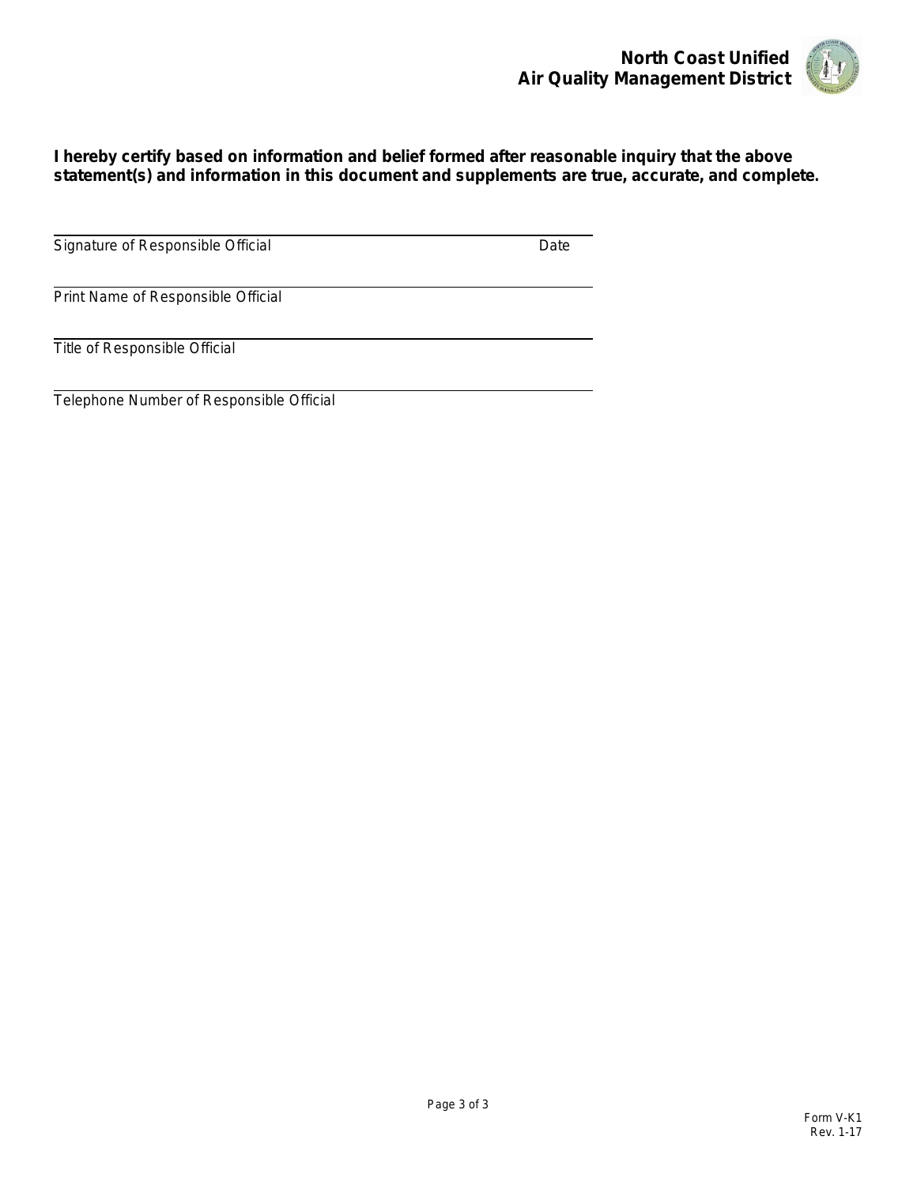**I hereby certify based on information and belief formed after reasonable inquiry that the above statement(s) and information in this document and supplements are true, accurate, and complete.**

___________________________________________________________
Signature of Responsible Official                                        Date

___________________________________________________________
Print Name of Responsible Official

___________________________________________________________
Title of Responsible Official

___________________________________________________________
Telephone Number of Responsible Official